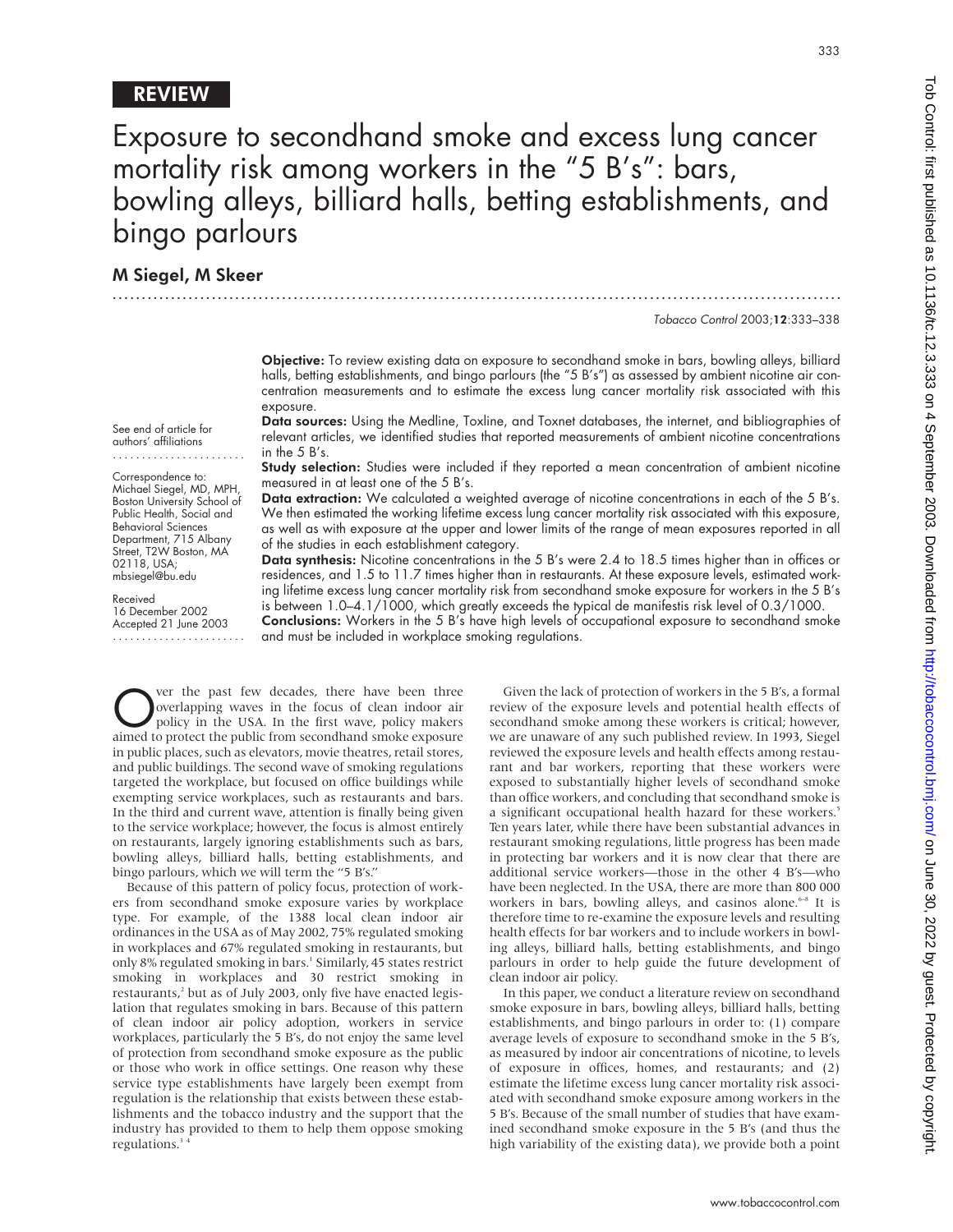**REVIEW**

# Exposure to secondhand smoke and excess lung cancer mortality risk among workers in the "5 B's": bars, bowling alleys, billiard halls, betting establishments, and bingo parlours

## M Siegel, M Skeer

*Tobacco Control* 2003;**12**:333–338

See end of article for authors' affiliations

Correspondence to: Michael Siegel, MD, MPH, Boston University School of Public Health, Social and Behavioral Sciences Department, 715 Albany Street, T2W Boston, MA 02118, USA; mbsiegel@bu.edu

Received 16 December 2002
Accepted 21 June 2003

**Objective:** To review existing data on exposure to secondhand smoke in bars, bowling alleys, billiard halls, betting establishments, and bingo parlours (the "5 B's") as assessed by ambient nicotine air concentration measurements and to estimate the excess lung cancer mortality risk associated with this exposure.

**Data sources:** Using the Medline, Toxline, and Toxnet databases, the internet, and bibliographies of relevant articles, we identified studies that reported measurements of ambient nicotine concentrations in the 5 B's.

**Study selection:** Studies were included if they reported a mean concentration of ambient nicotine measured in at least one of the 5 B's.

**Data extraction:** We calculated a weighted average of nicotine concentrations in each of the 5 B's. We then estimated the working lifetime excess lung cancer mortality risk associated with this exposure, as well as with exposure at the upper and lower limits of the range of mean exposures reported in all of the studies in each establishment category.

**Data synthesis:** Nicotine concentrations in the 5 B's were 2.4 to 18.5 times higher than in offices or residences, and 1.5 to 11.7 times higher than in restaurants. At these exposure levels, estimated working lifetime excess lung cancer mortality risk from secondhand smoke exposure for workers in the 5 B's is between 1.0–4.1/1000, which greatly exceeds the typical de manifestis risk level of 0.3/1000.

**Conclusions:** Workers in the 5 B's have high levels of occupational exposure to secondhand smoke and must be included in workplace smoking regulations.

Over the past few decades, there have been three overlapping waves in the focus of clean indoor air policy in the USA. In the first wave, policy makers aimed to protect the public from secondhand smoke exposure in public places, such as elevators, movie theatres, retail stores, and public buildings. The second wave of smoking regulations targeted the workplace, but focused on office buildings while exempting service workplaces, such as restaurants and bars. In the third and current wave, attention is finally being given to the service workplace; however, the focus is almost entirely on restaurants, largely ignoring establishments such as bars, bowling alleys, billiard halls, betting establishments, and bingo parlours, which we will term the "5 B's."

Because of this pattern of policy focus, protection of workers from secondhand smoke exposure varies by workplace type. For example, of the 1388 local clean indoor air ordinances in the USA as of May 2002, 75% regulated smoking in workplaces and 67% regulated smoking in restaurants, but only 8% regulated smoking in bars.[1] Similarly, 45 states restrict smoking in workplaces and 30 restrict smoking in restaurants,[2] but as of July 2003, only five have enacted legislation that regulates smoking in bars. Because of this pattern of clean indoor air policy adoption, workers in service workplaces, particularly the 5 B's, do not enjoy the same level of protection from secondhand smoke exposure as the public or those who work in office settings. One reason why these service type establishments have largely been exempt from regulation is the relationship that exists between these establishments and the tobacco industry and the support that the industry has provided to them to help them oppose smoking regulations.[3,4]

Given the lack of protection of workers in the 5 B's, a formal review of the exposure levels and potential health effects of secondhand smoke among these workers is critical; however, we are unaware of any such published review. In 1993, Siegel reviewed the exposure levels and health effects among restaurant and bar workers, reporting that these workers were exposed to substantially higher levels of secondhand smoke than office workers, and concluding that secondhand smoke is a significant occupational health hazard for these workers.[5] Ten years later, while there have been substantial advances in restaurant smoking regulations, little progress has been made in protecting bar workers and it is now clear that there are additional service workers—those in the other 4 B's—who have been neglected. In the USA, there are more than 800 000 workers in bars, bowling alleys, and casinos alone.[6–8] It is therefore time to re-examine the exposure levels and resulting health effects for bar workers and to include workers in bowling alleys, billiard halls, betting establishments, and bingo parlours in order to help guide the future development of clean indoor air policy.

In this paper, we conduct a literature review on secondhand smoke exposure in bars, bowling alleys, billiard halls, betting establishments, and bingo parlours in order to: (1) compare average levels of exposure to secondhand smoke in the 5 B's, as measured by indoor air concentrations of nicotine, to levels of exposure in offices, homes, and restaurants; and (2) estimate the lifetime excess lung cancer mortality risk associated with secondhand smoke exposure among workers in the 5 B's. Because of the small number of studies that have examined secondhand smoke exposure in the 5 B's (and thus the high variability of the existing data), we provide both a point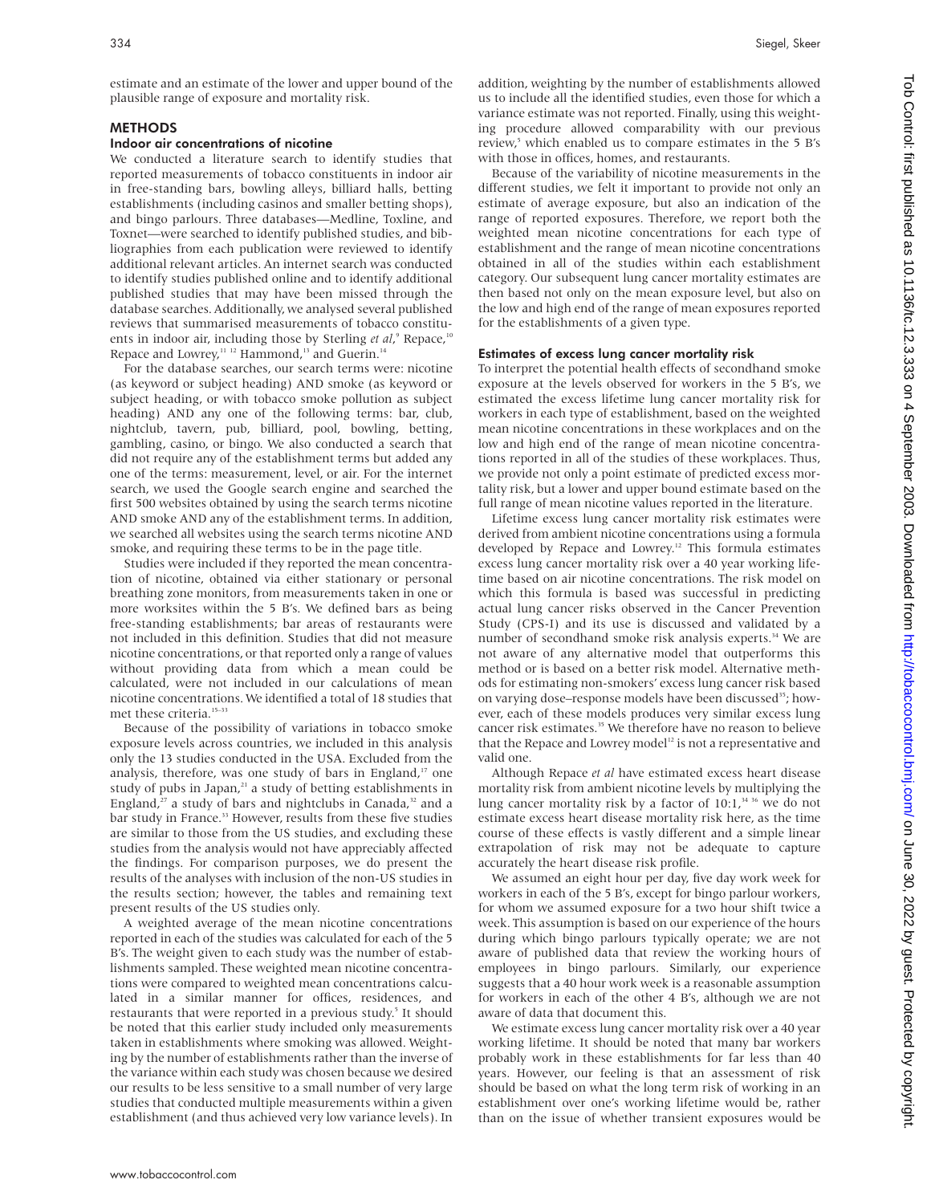estimate and an estimate of the lower and upper bound of the plausible range of exposure and mortality risk.

## METHODS

### Indoor air concentrations of nicotine

We conducted a literature search to identify studies that reported measurements of tobacco constituents in indoor air in free-standing bars, bowling alleys, billiard halls, betting establishments (including casinos and smaller betting shops), and bingo parlours. Three databases—Medline, Toxline, and Toxnet—were searched to identify published studies, and bibliographies from each publication were reviewed to identify additional relevant articles. An internet search was conducted to identify studies published online and to identify additional published studies that may have been missed through the database searches. Additionally, we analysed several published reviews that summarised measurements of tobacco constituents in indoor air, including those by Sterling *et al*,[9] Repace,[10] Repace and Lowrey,[11 12] Hammond,[13] and Guerin.[14]

For the database searches, our search terms were: nicotine (as keyword or subject heading) AND smoke (as keyword or subject heading, or with tobacco smoke pollution as subject heading) AND any one of the following terms: bar, club, nightclub, tavern, pub, billiard, pool, bowling, betting, gambling, casino, or bingo. We also conducted a search that did not require any of the establishment terms but added any one of the terms: measurement, level, or air. For the internet search, we used the Google search engine and searched the first 500 websites obtained by using the search terms nicotine AND smoke AND any of the establishment terms. In addition, we searched all websites using the search terms nicotine AND smoke, and requiring these terms to be in the page title.

Studies were included if they reported the mean concentration of nicotine, obtained via either stationary or personal breathing zone monitors, from measurements taken in one or more worksites within the 5 B's. We defined bars as being free-standing establishments; bar areas of restaurants were not included in this definition. Studies that did not measure nicotine concentrations, or that reported only a range of values without providing data from which a mean could be calculated, were not included in our calculations of mean nicotine concentrations. We identified a total of 18 studies that met these criteria.[15–33]

Because of the possibility of variations in tobacco smoke exposure levels across countries, we included in this analysis only the 13 studies conducted in the USA. Excluded from the analysis, therefore, was one study of bars in England,[17] one study of pubs in Japan,[21] a study of betting establishments in England,[27] a study of bars and nightclubs in Canada,[32] and a bar study in France.[33] However, results from these five studies are similar to those from the US studies, and excluding these studies from the analysis would not have appreciably affected the findings. For comparison purposes, we do present the results of the analyses with inclusion of the non-US studies in the results section; however, the tables and remaining text present results of the US studies only.

A weighted average of the mean nicotine concentrations reported in each of the studies was calculated for each of the 5 B's. The weight given to each study was the number of establishments sampled. These weighted mean nicotine concentrations were compared to weighted mean concentrations calculated in a similar manner for offices, residences, and restaurants that were reported in a previous study.[5] It should be noted that this earlier study included only measurements taken in establishments where smoking was allowed. Weighting by the number of establishments rather than the inverse of the variance within each study was chosen because we desired our results to be less sensitive to a small number of very large studies that conducted multiple measurements within a given establishment (and thus achieved very low variance levels). In addition, weighting by the number of establishments allowed us to include all the identified studies, even those for which a variance estimate was not reported. Finally, using this weighting procedure allowed comparability with our previous review,[5] which enabled us to compare estimates in the 5 B's with those in offices, homes, and restaurants.

Because of the variability of nicotine measurements in the different studies, we felt it important to provide not only an estimate of average exposure, but also an indication of the range of reported exposures. Therefore, we report both the weighted mean nicotine concentrations for each type of establishment and the range of mean nicotine concentrations obtained in all of the studies within each establishment category. Our subsequent lung cancer mortality estimates are then based not only on the mean exposure level, but also on the low and high end of the range of mean exposures reported for the establishments of a given type.

### Estimates of excess lung cancer mortality risk

To interpret the potential health effects of secondhand smoke exposure at the levels observed for workers in the 5 B's, we estimated the excess lifetime lung cancer mortality risk for workers in each type of establishment, based on the weighted mean nicotine concentrations in these workplaces and on the low and high end of the range of mean nicotine concentrations reported in all of the studies of these workplaces. Thus, we provide not only a point estimate of predicted excess mortality risk, but a lower and upper bound estimate based on the full range of mean nicotine values reported in the literature.

Lifetime excess lung cancer mortality risk estimates were derived from ambient nicotine concentrations using a formula developed by Repace and Lowrey.[12] This formula estimates excess lung cancer mortality risk over a 40 year working lifetime based on air nicotine concentrations. The risk model on which this formula is based was successful in predicting actual lung cancer risks observed in the Cancer Prevention Study (CPS-I) and its use is discussed and validated by a number of secondhand smoke risk analysis experts.[34] We are not aware of any alternative model that outperforms this method or is based on a better risk model. Alternative methods for estimating non-smokers' excess lung cancer risk based on varying dose–response models have been discussed[35]; however, each of these models produces very similar excess lung cancer risk estimates.[35] We therefore have no reason to believe that the Repace and Lowrey model[12] is not a representative and valid one.

Although Repace *et al* have estimated excess heart disease mortality risk from ambient nicotine levels by multiplying the lung cancer mortality risk by a factor of 10:1,[34 36] we do not estimate excess heart disease mortality risk here, as the time course of these effects is vastly different and a simple linear extrapolation of risk may not be adequate to capture accurately the heart disease risk profile.

We assumed an eight hour per day, five day work week for workers in each of the 5 B's, except for bingo parlour workers, for whom we assumed exposure for a two hour shift twice a week. This assumption is based on our experience of the hours during which bingo parlours typically operate; we are not aware of published data that review the working hours of employees in bingo parlours. Similarly, our experience suggests that a 40 hour work week is a reasonable assumption for workers in each of the other 4 B's, although we are not aware of data that document this.

We estimate excess lung cancer mortality risk over a 40 year working lifetime. It should be noted that many bar workers probably work in these establishments for far less than 40 years. However, our feeling is that an assessment of risk should be based on what the long term risk of working in an establishment over one's working lifetime would be, rather than on the issue of whether transient exposures would be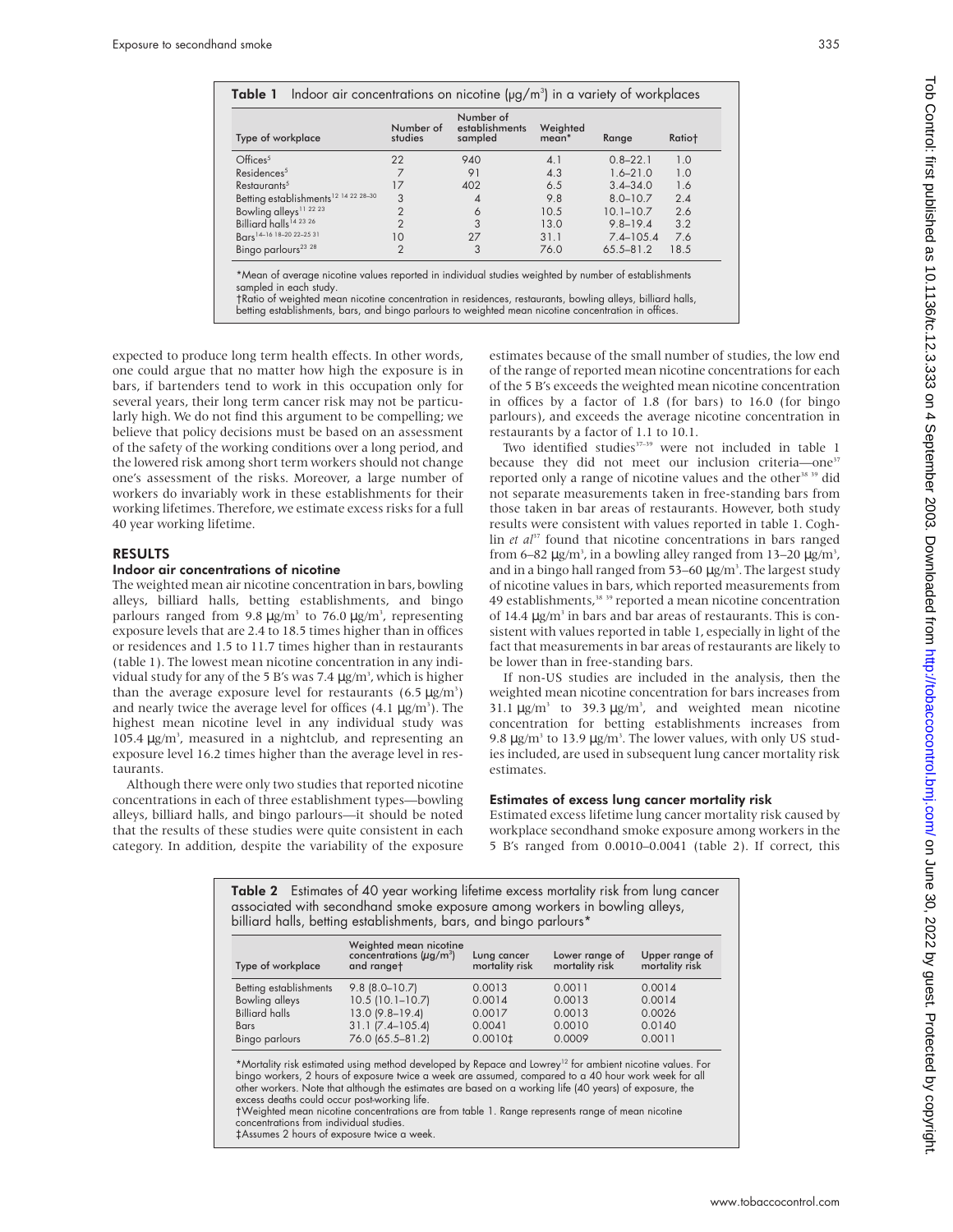**Table 1** Indoor air concentrations on nicotine (µg/m³) in a variety of workplaces

| Type of workplace | Number of studies | Number of establishments sampled | Weighted mean* | Range | Ratio† |
|---|---|---|---|---|---|
| Offices[5] | 22 | 940 | 4.1 | 0.8–22.1 | 1.0 |
| Residences[5] | 7 | 91 | 4.3 | 1.6–21.0 | 1.0 |
| Restaurants[5] | 17 | 402 | 6.5 | 3.4–34.0 | 1.6 |
| Betting establishments[12 14 22 28–30] | 3 | 4 | 9.8 | 8.0–10.7 | 2.4 |
| Bowling alleys[11 22 23] | 2 | 6 | 10.5 | 10.1–10.7 | 2.6 |
| Billiard halls[14 23 26] | 2 | 3 | 13.0 | 9.8–19.4 | 3.2 |
| Bars[14–16 18–20 22–25 31] | 10 | 27 | 31.1 | 7.4–105.4 | 7.6 |
| Bingo parlours[23 28] | 2 | 3 | 76.0 | 65.5–81.2 | 18.5 |

*Mean of average nicotine values reported in individual studies weighted by number of establishments sampled in each study.
†Ratio of weighted mean nicotine concentration in residences, restaurants, bowling alleys, billiard halls, betting establishments, bars, and bingo parlours to weighted mean nicotine concentration in offices.

expected to produce long term health effects. In other words, one could argue that no matter how high the exposure is in bars, if bartenders tend to work in this occupation only for several years, their long term cancer risk may not be particularly high. We do not find this argument to be compelling; we believe that policy decisions must be based on an assessment of the safety of the working conditions over a long period, and the lowered risk among short term workers should not change one's assessment of the risks. Moreover, a large number of workers do invariably work in these establishments for their working lifetimes. Therefore, we estimate excess risks for a full 40 year working lifetime.

## RESULTS

### Indoor air concentrations of nicotine

The weighted mean air nicotine concentration in bars, bowling alleys, billiard halls, betting establishments, and bingo parlours ranged from 9.8 µg/m³ to 76.0 µg/m³, representing exposure levels that are 2.4 to 18.5 times higher than in offices or residences and 1.5 to 11.7 times higher than in restaurants (table 1). The lowest mean nicotine concentration in any individual study for any of the 5 B's was 7.4 µg/m³, which is higher than the average exposure level for restaurants (6.5 µg/m³) and nearly twice the average level for offices (4.1 µg/m³). The highest mean nicotine level in any individual study was 105.4 µg/m³, measured in a nightclub, and representing an exposure level 16.2 times higher than the average level in restaurants.

Although there were only two studies that reported nicotine concentrations in each of three establishment types—bowling alleys, billiard halls, and bingo parlours—it should be noted that the results of these studies were quite consistent in each category. In addition, despite the variability of the exposure estimates because of the small number of studies, the low end of the range of reported mean nicotine concentrations for each of the 5 B's exceeds the weighted mean nicotine concentration in offices by a factor of 1.8 (for bars) to 16.0 (for bingo parlours), and exceeds the average nicotine concentration in restaurants by a factor of 1.1 to 10.1.

Two identified studies[37–39] were not included in table 1 because they did not meet our inclusion criteria—one[37] reported only a range of nicotine values and the other[38 39] did not separate measurements taken in free-standing bars from those taken in bar areas of restaurants. However, both study results were consistent with values reported in table 1. Coghlin *et al*[37] found that nicotine concentrations in bars ranged from 6–82 µg/m³, in a bowling alley ranged from 13–20 µg/m³, and in a bingo hall ranged from 53–60 µg/m³. The largest study of nicotine values in bars, which reported measurements from 49 establishments,[38 39] reported a mean nicotine concentration of 14.4 µg/m³ in bars and bar areas of restaurants. This is consistent with values reported in table 1, especially in light of the fact that measurements in bar areas of restaurants are likely to be lower than in free-standing bars.

If non-US studies are included in the analysis, then the weighted mean nicotine concentration for bars increases from 31.1 µg/m³ to 39.3 µg/m³, and weighted mean nicotine concentration for betting establishments increases from 9.8 µg/m³ to 13.9 µg/m³. The lower values, with only US studies included, are used in subsequent lung cancer mortality risk estimates.

### Estimates of excess lung cancer mortality risk

Estimated excess lifetime lung cancer mortality risk caused by workplace secondhand smoke exposure among workers in the 5 B's ranged from 0.0010–0.0041 (table 2). If correct, this

**Table 2** Estimates of 40 year working lifetime excess mortality risk from lung cancer associated with secondhand smoke exposure among workers in bowling alleys, billiard halls, betting establishments, bars, and bingo parlours*

| Type of workplace | Weighted mean nicotine concentrations (µg/m³) and range† | Lung cancer mortality risk | Lower range of mortality risk | Upper range of mortality risk |
|---|---|---|---|---|
| Betting establishments | 9.8 (8.0–10.7) | 0.0013 | 0.0011 | 0.0014 |
| Bowling alleys | 10.5 (10.1–10.7) | 0.0014 | 0.0013 | 0.0014 |
| Billiard halls | 13.0 (9.8–19.4) | 0.0017 | 0.0013 | 0.0026 |
| Bars | 31.1 (7.4–105.4) | 0.0041 | 0.0010 | 0.0140 |
| Bingo parlours | 76.0 (65.5–81.2) | 0.0010‡ | 0.0009 | 0.0011 |

*Mortality risk estimated using method developed by Repace and Lowrey[12] for ambient nicotine values. For bingo workers, 2 hours of exposure twice a week are assumed, compared to a 40 hour work week for all other workers. Note that although the estimates are based on a working life (40 years) of exposure, the excess deaths could occur post-working life.
†Weighted mean nicotine concentrations are from table 1. Range represents range of mean nicotine concentrations from individual studies.
‡Assumes 2 hours of exposure twice a week.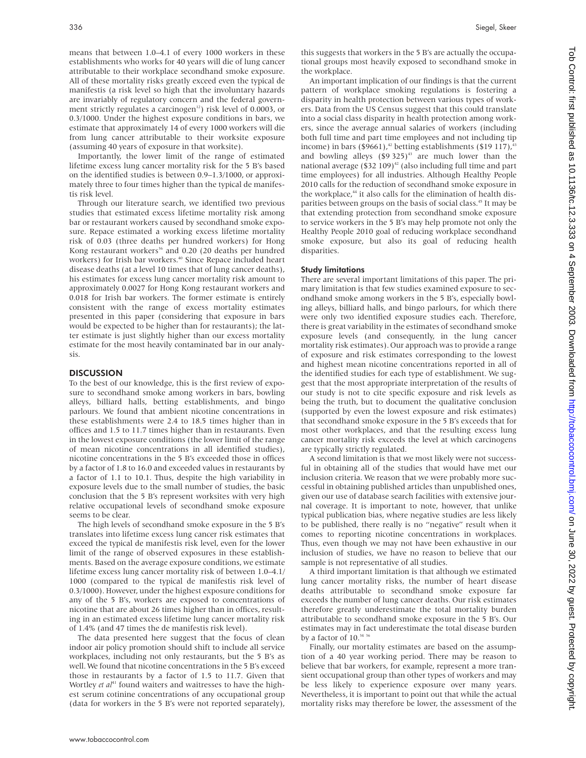means that between 1.0–4.1 of every 1000 workers in these establishments who works for 40 years will die of lung cancer attributable to their workplace secondhand smoke exposure. All of these mortality risks greatly exceed even the typical de manifestis (a risk level so high that the involuntary hazards are invariably of regulatory concern and the federal government strictly regulates a carcinogen[12]) risk level of 0.0003, or 0.3/1000. Under the highest exposure conditions in bars, we estimate that approximately 14 of every 1000 workers will die from lung cancer attributable to their worksite exposure (assuming 40 years of exposure in that worksite).

Importantly, the lower limit of the range of estimated lifetime excess lung cancer mortality risk for the 5 B's based on the identified studies is between 0.9–1.3/1000, or approximately three to four times higher than the typical de manifestis risk level.

Through our literature search, we identified two previous studies that estimated excess lifetime mortality risk among bar or restaurant workers caused by secondhand smoke exposure. Repace estimated a working excess lifetime mortality risk of 0.03 (three deaths per hundred workers) for Hong Kong restaurant workers[36] and 0.20 (20 deaths per hundred workers) for Irish bar workers.[40] Since Repace included heart disease deaths (at a level 10 times that of lung cancer deaths), his estimates for excess lung cancer mortality risk amount to approximately 0.0027 for Hong Kong restaurant workers and 0.018 for Irish bar workers. The former estimate is entirely consistent with the range of excess mortality estimates presented in this paper (considering that exposure in bars would be expected to be higher than for restaurants); the latter estimate is just slightly higher than our excess mortality estimate for the most heavily contaminated bar in our analysis.

## DISCUSSION

To the best of our knowledge, this is the first review of exposure to secondhand smoke among workers in bars, bowling alleys, billiard halls, betting establishments, and bingo parlours. We found that ambient nicotine concentrations in these establishments were 2.4 to 18.5 times higher than in offices and 1.5 to 11.7 times higher than in restaurants. Even in the lowest exposure conditions (the lower limit of the range of mean nicotine concentrations in all identified studies), nicotine concentrations in the 5 B's exceeded those in offices by a factor of 1.8 to 16.0 and exceeded values in restaurants by a factor of 1.1 to 10.1. Thus, despite the high variability in exposure levels due to the small number of studies, the basic conclusion that the 5 B's represent worksites with very high relative occupational levels of secondhand smoke exposure seems to be clear.

The high levels of secondhand smoke exposure in the 5 B's translates into lifetime excess lung cancer risk estimates that exceed the typical de manifestis risk level, even for the lower limit of the range of observed exposures in these establishments. Based on the average exposure conditions, we estimate lifetime excess lung cancer mortality risk of between 1.0–4.1/1000 (compared to the typical de manifestis risk level of 0.3/1000). However, under the highest exposure conditions for any of the 5 B's, workers are exposed to concentrations of nicotine that are about 26 times higher than in offices, resulting in an estimated excess lifetime lung cancer mortality risk of 1.4% (and 47 times the de manifestis risk level).

The data presented here suggest that the focus of clean indoor air policy promotion should shift to include all service workplaces, including not only restaurants, but the 5 B's as well. We found that nicotine concentrations in the 5 B's exceed those in restaurants by a factor of 1.5 to 11.7. Given that Wortley *et al*[41] found waiters and waitresses to have the highest serum cotinine concentrations of any occupational group (data for workers in the 5 B's were not reported separately), this suggests that workers in the 5 B's are actually the occupational groups most heavily exposed to secondhand smoke in the workplace.

An important implication of our findings is that the current pattern of workplace smoking regulations is fostering a disparity in health protection between various types of workers. Data from the US Census suggest that this could translate into a social class disparity in health protection among workers, since the average annual salaries of workers (including both full time and part time employees and not including tip income) in bars ($9661),[42] betting establishments ($19 117),[43] and bowling alleys ($9 325)[43] are much lower than the national average ($32 109)[42] (also including full time and part time employees) for all industries. Although Healthy People 2010 calls for the reduction of secondhand smoke exposure in the workplace,[44] it also calls for the elimination of health disparities between groups on the basis of social class.[45] It may be that extending protection from secondhand smoke exposure to service workers in the 5 B's may help promote not only the Healthy People 2010 goal of reducing workplace secondhand smoke exposure, but also its goal of reducing health disparities.

### Study limitations

There are several important limitations of this paper. The primary limitation is that few studies examined exposure to secondhand smoke among workers in the 5 B's, especially bowling alleys, billiard halls, and bingo parlours, for which there were only two identified exposure studies each. Therefore, there is great variability in the estimates of secondhand smoke exposure levels (and consequently, in the lung cancer mortality risk estimates). Our approach was to provide a range of exposure and risk estimates corresponding to the lowest and highest mean nicotine concentrations reported in all of the identified studies for each type of establishment. We suggest that the most appropriate interpretation of the results of our study is not to cite specific exposure and risk levels as being the truth, but to document the qualitative conclusion (supported by even the lowest exposure and risk estimates) that secondhand smoke exposure in the 5 B's exceeds that for most other workplaces, and that the resulting excess lung cancer mortality risk exceeds the level at which carcinogens are typically strictly regulated.

A second limitation is that we most likely were not successful in obtaining all of the studies that would have met our inclusion criteria. We reason that we were probably more successful in obtaining published articles than unpublished ones, given our use of database search facilities with extensive journal coverage. It is important to note, however, that unlike typical publication bias, where negative studies are less likely to be published, there really is no "negative" result when it comes to reporting nicotine concentrations in workplaces. Thus, even though we may not have been exhaustive in our inclusion of studies, we have no reason to believe that our sample is not representative of all studies.

A third important limitation is that although we estimated lung cancer mortality risks, the number of heart disease deaths attributable to secondhand smoke exposure far exceeds the number of lung cancer deaths. Our risk estimates therefore greatly underestimate the total mortality burden attributable to secondhand smoke exposure in the 5 B's. Our estimates may in fact underestimate the total disease burden by a factor of 10.[34 36]

Finally, our mortality estimates are based on the assumption of a 40 year working period. There may be reason to believe that bar workers, for example, represent a more transient occupational group than other types of workers and may be less likely to experience exposure over many years. Nevertheless, it is important to point out that while the actual mortality risks may therefore be lower, the assessment of the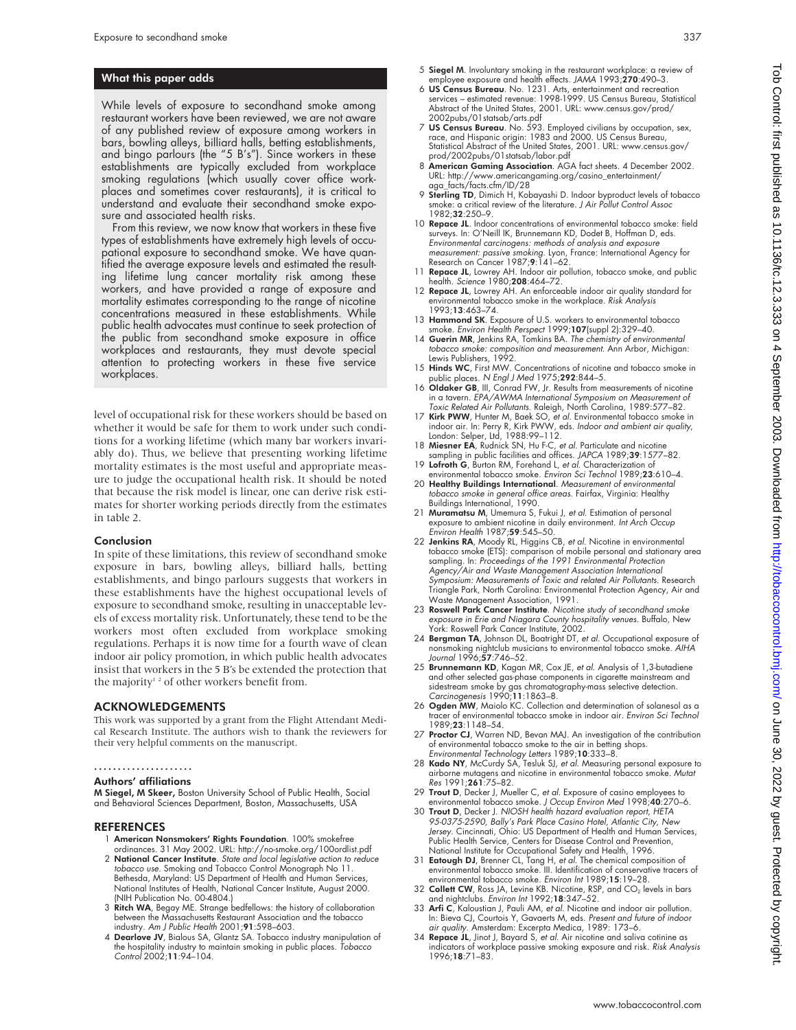### What this paper adds

While levels of exposure to secondhand smoke among restaurant workers have been reviewed, we are not aware of any published review of exposure among workers in bars, bowling alleys, billiard halls, betting establishments, and bingo parlours (the "5 B's"). Since workers in these establishments are typically excluded from workplace smoking regulations (which usually cover office workplaces and sometimes cover restaurants), it is critical to understand and evaluate their secondhand smoke exposure and associated health risks.

From this review, we now know that workers in these five types of establishments have extremely high levels of occupational exposure to secondhand smoke. We have quantified the average exposure levels and estimated the resulting lifetime lung cancer mortality risk among these workers, and have provided a range of exposure and mortality estimates corresponding to the range of nicotine concentrations measured in these establishments. While public health advocates must continue to seek protection of the public from secondhand smoke exposure in office workplaces and restaurants, they must devote special attention to protecting workers in these five service workplaces.

level of occupational risk for these workers should be based on whether it would be safe for them to work under such conditions for a working lifetime (which many bar workers invariably do). Thus, we believe that presenting working lifetime mortality estimates is the most useful and appropriate measure to judge the occupational health risk. It should be noted that because the risk model is linear, one can derive risk estimates for shorter working periods directly from the estimates in table 2.

### Conclusion

In spite of these limitations, this review of secondhand smoke exposure in bars, bowling alleys, billiard halls, betting establishments, and bingo parlours suggests that workers in these establishments have the highest occupational levels of exposure to secondhand smoke, resulting in unacceptable levels of excess mortality risk. Unfortunately, these tend to be the workers most often excluded from workplace smoking regulations. Perhaps it is now time for a fourth wave of clean indoor air policy promotion, in which public health advocates insist that workers in the 5 B's be extended the protection that the majority[1 2] of other workers benefit from.

## ACKNOWLEDGEMENTS

This work was supported by a grant from the Flight Attendant Medical Research Institute. The authors wish to thank the reviewers for their very helpful comments on the manuscript.

.....................

### Authors' affiliations

**M Siegel, M Skeer,** Boston University School of Public Health, Social and Behavioral Sciences Department, Boston, Massachusetts, USA

## REFERENCES

1. **American Nonsmokers' Rights Foundation**. 100% smokefree ordinances. 31 May 2002. URL: http://no-smoke.org/100ordlist.pdf
2. **National Cancer Institute**. *State and local legislative action to reduce tobacco use.* Smoking and Tobacco Control Monograph No 11. Bethesda, Maryland: US Department of Health and Human Services, National Institutes of Health, National Cancer Institute, August 2000. (NIH Publication No. 00-4804.)
3. **Ritch WA**, Begay ME. Strange bedfellows: the history of collaboration between the Massachusetts Restaurant Association and the tobacco industry. *Am J Public Health* 2001;**91**:598–603.
4. **Dearlove JV**, Bialous SA, Glantz SA. Tobacco industry manipulation of the hospitality industry to maintain smoking in public places. *Tobacco Control* 2002;**11**:94–104.
5. **Siegel M**. Involuntary smoking in the restaurant workplace: a review of employee exposure and health effects. *JAMA* 1993;**270**:490–3.
6. **US Census Bureau**. No. 1231. Arts, entertainment and recreation services – estimated revenue: 1998-1999. US Census Bureau, Statistical Abstract of the United States, 2001. URL: www.census.gov/prod/2002pubs/01statsab/arts.pdf
7. **US Census Bureau**. No. 593. Employed civilians by occupation, sex, race, and Hispanic origin: 1983 and 2000. US Census Bureau, Statistical Abstract of the United States, 2001. URL: www.census.gov/prod/2002pubs/01statsab/labor.pdf
8. **American Gaming Association**. AGA fact sheets. 4 December 2002. URL: http://www.americangaming.org/casino_entertainment/aga_facts/facts.cfm/ID/28
9. **Sterling TD**, Dimich H, Kobayashi D. Indoor byproduct levels of tobacco smoke: a critical review of the literature. *J Air Pollut Control Assoc* 1982;**32**:250–9.
10. **Repace JL**. Indoor concentrations of environmental tobacco smoke: field surveys. In: O'Neill IK, Brunnemann KD, Dodet B, Hoffman D, eds. *Environmental carcinogens: methods of analysis and exposure measurement: passive smoking.* Lyon, France: International Agency for Research on Cancer 1987;**9**:141–62.
11. **Repace JL**, Lowrey AH. Indoor air pollution, tobacco smoke, and public health. *Science* 1980;**208**:464–72.
12. **Repace JL**, Lowrey AH. An enforceable indoor air quality standard for environmental tobacco smoke in the workplace. *Risk Analysis* 1993;**13**:463–74.
13. **Hammond SK**. Exposure of U.S. workers to environmental tobacco smoke. *Environ Health Perspect* 1999;**107**(suppl 2):329–40.
14. **Guerin MR**, Jenkins RA, Tomkins BA. *The chemistry of environmental tobacco smoke: composition and measurement.* Ann Arbor, Michigan: Lewis Publishers, 1992.
15. **Hinds WC**, First MW. Concentrations of nicotine and tobacco smoke in public places. *N Engl J Med* 1975;**292**:844–5.
16. **Oldaker GB**, III, Conrad FW, Jr. Results from measurements of nicotine in a tavern. *EPA/AWMA International Symposium on Measurement of Toxic Related Air Pollutants.* Raleigh, North Carolina, 1989:577–82.
17. **Kirk PWW**, Hunter M, Baek SO, *et al.* Environmental tobacco smoke in indoor air. In: Perry R, Kirk PWW, eds. *Indoor and ambient air quality,* London: Selper, Ltd, 1988:99–112.
18. **Miesner EA**, Rudnick SN, Hu F-C, *et al.* Particulate and nicotine sampling in public facilities and offices. *JAPCA* 1989;**39**:1577–82.
19. **Lofroth G**, Burton RM, Forehand L, *et al.* Characterization of environmental tobacco smoke. *Environ Sci Technol* 1989;**23**:610–4.
20. **Healthy Buildings International**. *Measurement of environmental tobacco smoke in general office areas.* Fairfax, Virginia: Healthy Buildings International, 1990.
21. **Muramatsu M**, Umemura S, Fukui J, *et al.* Estimation of personal exposure to ambient nicotine in daily environment. *Int Arch Occup Environ Health* 1987;**59**:545–50.
22. **Jenkins RA**, Moody RL, Higgins CB, *et al.* Nicotine in environmental tobacco smoke (ETS): comparison of mobile personal and stationary area sampling. In: *Proceedings of the 1991 Environmental Protection Agency/Air and Waste Management Association International Symposium: Measurements of Toxic and related Air Pollutants.* Research Triangle Park, North Carolina: Environmental Protection Agency, Air and Waste Management Association, 1991.
23. **Roswell Park Cancer Institute**. *Nicotine study of secondhand smoke exposure in Erie and Niagara County hospitality venues.* Buffalo, New York: Roswell Park Cancer Institute, 2002.
24. **Bergman TA**, Johnson DL, Boatright DT, *et al.* Occupational exposure of nonsmoking nightclub musicians to environmental tobacco smoke. *AIHA Journal* 1996;**57**:746–52.
25. **Brunnemann KD**, Kagan MR, Cox JE, *et al.* Analysis of 1,3-butadiene and other selected gas-phase components in cigarette mainstream and sidestream smoke by gas chromatography-mass selective detection. *Carcinogenesis* 1990;**11**:1863–8.
26. **Ogden MW**, Maiolo KC. Collection and determination of solanesol as a tracer of environmental tobacco smoke in indoor air. *Environ Sci Technol* 1989;**23**:1148–54.
27. **Proctor CJ**, Warren ND, Bevan MAJ. An investigation of the contribution of environmental tobacco smoke to the air in betting shops. *Environmental Technology Letters* 1989;**10**:333–8.
28. **Kado NY**, McCurdy SA, Tesluk SJ, *et al.* Measuring personal exposure to airborne mutagens and nicotine in environmental tobacco smoke. *Mutat Res* 1991;**261**:75–82.
29. **Trout D**, Decker J, Mueller C, *et al.* Exposure of casino employees to environmental tobacco smoke. *J Occup Environ Med* 1998;**40**:270–6.
30. **Trout D**, Decker J. *NIOSH health hazard evaluation report, HETA 95-0375-2590, Bally's Park Place Casino Hotel, Atlantic City, New Jersey.* Cincinnati, Ohio: US Department of Health and Human Services, Public Health Service, Centers for Disease Control and Prevention, National Institute for Occupational Safety and Health, 1996.
31. **Eatough DJ**, Brenner CL, Tang H, *et al.* The chemical composition of environmental tobacco smoke. III. Identification of conservative tracers of environmental tobacco smoke. *Environ Int* 1989;**15**:19–28.
32. **Collett CW**, Ross JA, Levine KB. Nicotine, RSP, and $CO_2$ levels in bars and nightclubs. *Environ Int* 1992;**18**:347–52.
33. **Arfi C**, Kaloustian J, Pauli AM, *et al.* Nicotine and indoor air pollution. In: Bieva CJ, Courtois Y, Gavaerts M, eds. *Present and future of indoor air quality.* Amsterdam: Excerpta Medica, 1989: 173–6.
34. **Repace JL**, Jinot J, Bayard S, *et al.* Air nicotine and saliva cotinine as indicators of workplace passive smoking exposure and risk. *Risk Analysis* 1996;**18**:71–83.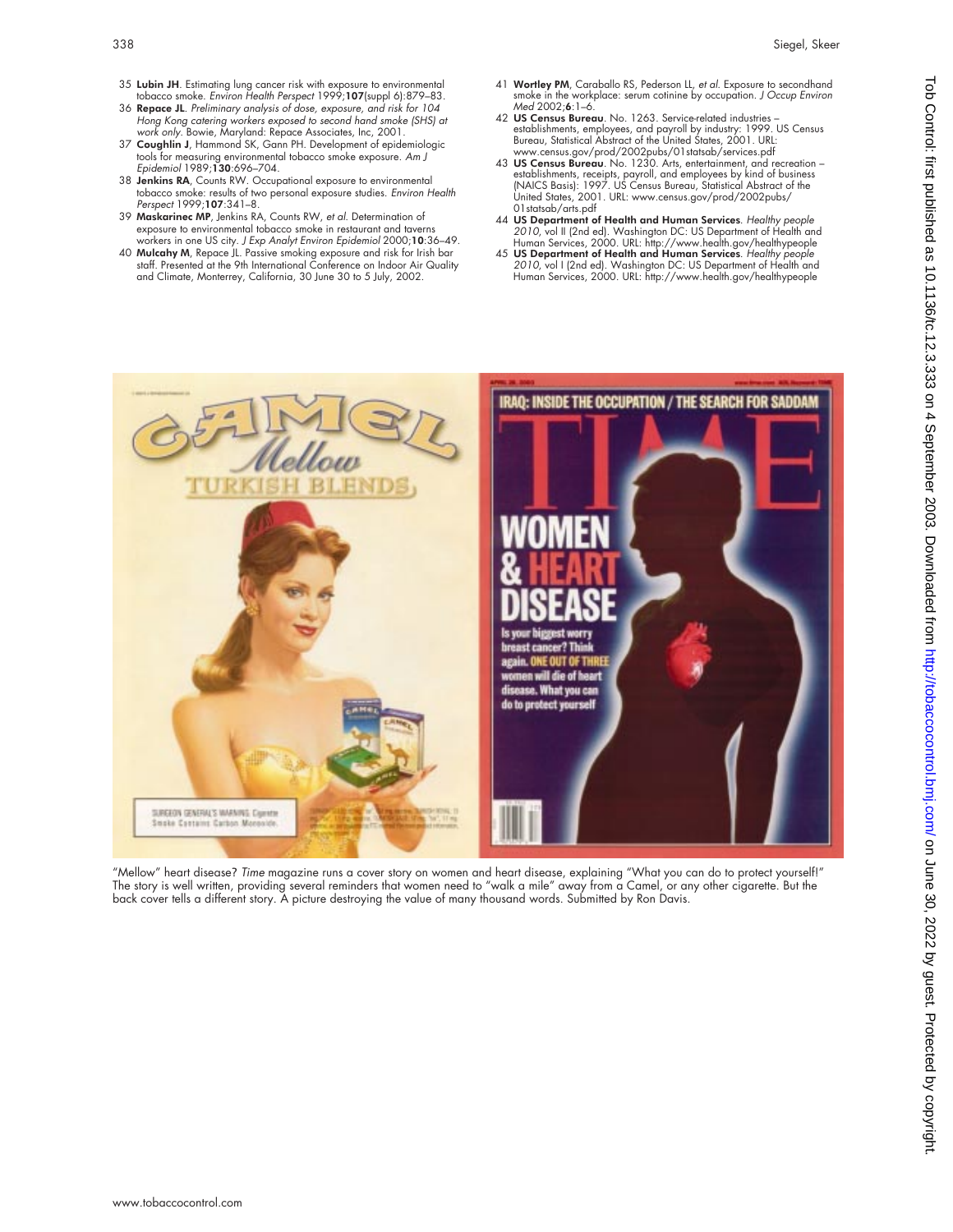35 **Lubin JH**. Estimating lung cancer risk with exposure to environmental tobacco smoke. *Environ Health Perspect* 1999;**107**(suppl 6):879–83.

36 **Repace JL**. *Preliminary analysis of dose, exposure, and risk for 104 Hong Kong catering workers exposed to second hand smoke (SHS) at work only*. Bowie, Maryland: Repace Associates, Inc, 2001.

37 **Coughlin J**, Hammond SK, Gann PH. Development of epidemiologic tools for measuring environmental tobacco smoke exposure. *Am J Epidemiol* 1989;**130**:696–704.

38 **Jenkins RA**, Counts RW. Occupational exposure to environmental tobacco smoke: results of two personal exposure studies. *Environ Health Perspect* 1999;**107**:341–8.

39 **Maskarinec MP**, Jenkins RA, Counts RW, *et al*. Determination of exposure to environmental tobacco smoke in restaurant and taverns workers in one US city. *J Exp Analyt Environ Epidemiol* 2000;**10**:36–49.

40 **Mulcahy M**, Repace JL. Passive smoking exposure and risk for Irish bar staff. Presented at the 9th International Conference on Indoor Air Quality and Climate, Monterrey, California, 30 June 30 to 5 July, 2002.

41 **Wortley PM**, Caraballo RS, Pederson LL, *et al*. Exposure to secondhand smoke in the workplace: serum cotinine by occupation. *J Occup Environ Med* 2002;**6**:1–6.

42 **US Census Bureau**. No. 1263. Service-related industries – establishments, employees, and payroll by industry: 1999. US Census Bureau, Statistical Abstract of the United States, 2001. URL: www.census.gov/prod/2002pubs/01statsab/services.pdf

43 **US Census Bureau**. No. 1230. Arts, entertainment, and recreation – establishments, receipts, payroll, and employees by kind of business (NAICS Basis): 1997. US Census Bureau, Statistical Abstract of the United States, 2001. URL: www.census.gov/prod/2002pubs/01statsab/arts.pdf

44 **US Department of Health and Human Services**. *Healthy people 2010*, vol II (2nd ed). Washington DC: US Department of Health and Human Services, 2000. URL: http://www.health.gov/healthypeople

45 **US Department of Health and Human Services**. *Healthy people 2010*, vol I (2nd ed). Washington DC: US Department of Health and Human Services, 2000. URL: http://www.health.gov/healthypeople

"Mellow" heart disease? *Time* magazine runs a cover story on women and heart disease, explaining "What you can do to protect yourself!" The story is well written, providing several reminders that women need to "walk a mile" away from a Camel, or any other cigarette. But the back cover tells a different story. A picture destroying the value of many thousand words. Submitted by Ron Davis.